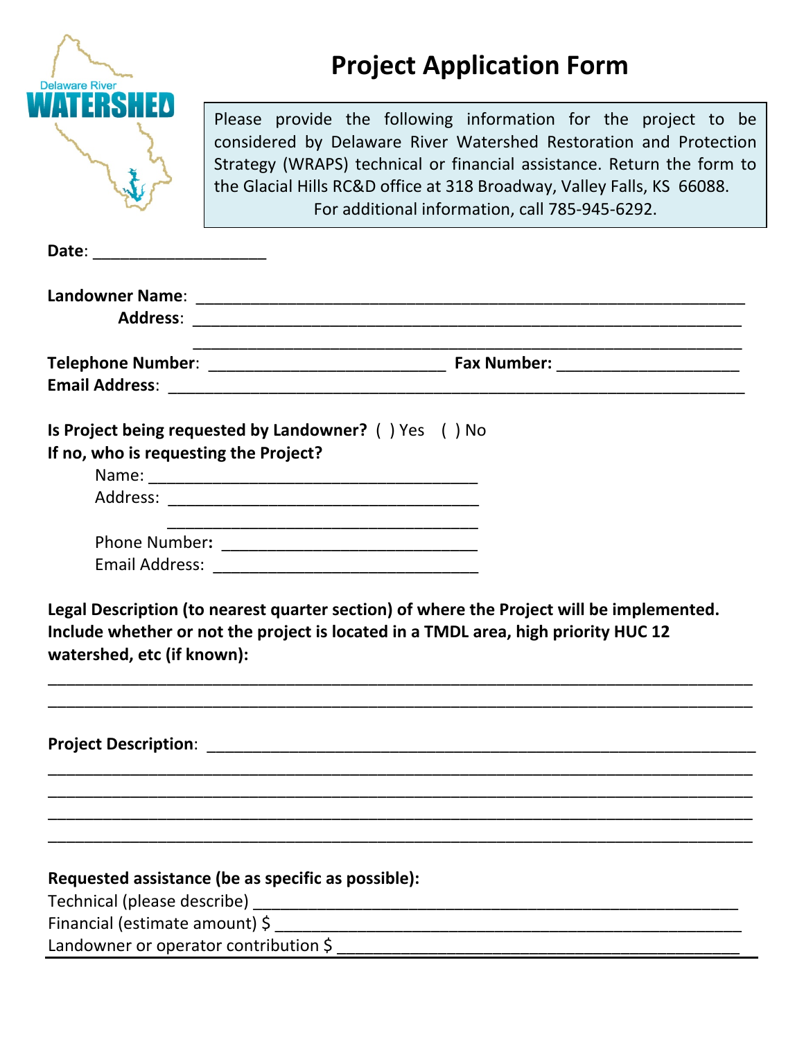Delaware River
WATERSHED

# Project Application Form

Please provide the following information for the project to be considered by Delaware River Watershed Restoration and Protection Strategy (WRAPS) technical or financial assistance. Return the form to the Glacial Hills RC&D office at 318 Broadway, Valley Falls, KS 66088.
For additional information, call 785-945-6292.

**Date**: ____________________

**Landowner Name**: ______________________________________________________________
**Address**: ______________________________________________________________
______________________________________________________________

**Telephone Number**: ___________________________ **Fax Number:** _____________________
**Email Address**: _________________________________________________________________

**Is Project being requested by Landowner?** ( ) Yes ( ) No
**If no, who is requesting the Project?**

Name: _____________________________________
Address: __________________________________
__________________________________
Phone Number: _____________________________
Email Address: _____________________________

**Legal Description (to nearest quarter section) of where the Project will be implemented. Include whether or not the project is located in a TMDL area, high priority HUC 12 watershed, etc (if known):**

________________________________________________________________________________
________________________________________________________________________________

**Project Description**: ___________________________________________________________
________________________________________________________________________________
________________________________________________________________________________
________________________________________________________________________________
________________________________________________________________________________

**Requested assistance (be as specific as possible):**

Technical (please describe) _______________________________________________________
Financial (estimate amount) $ _____________________________________________________
Landowner or operator contribution $ _______________________________________________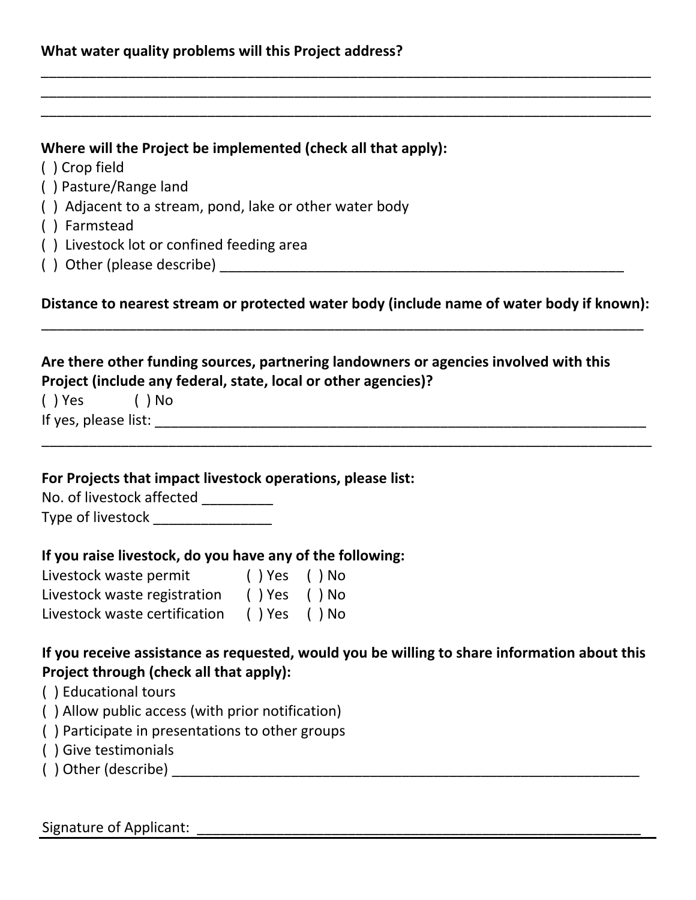**What water quality problems will this Project address?**

\_\_\_\_\_\_\_\_\_\_\_\_\_\_\_\_\_\_\_\_\_\_\_\_\_\_\_\_\_\_\_\_\_\_\_\_\_\_\_\_\_\_\_\_\_\_\_\_\_\_\_\_\_\_\_\_\_\_\_\_\_\_\_\_\_\_\_\_\_\_\_\_\_\_\_\_\_\_
\_\_\_\_\_\_\_\_\_\_\_\_\_\_\_\_\_\_\_\_\_\_\_\_\_\_\_\_\_\_\_\_\_\_\_\_\_\_\_\_\_\_\_\_\_\_\_\_\_\_\_\_\_\_\_\_\_\_\_\_\_\_\_\_\_\_\_\_\_\_\_\_\_\_\_\_\_\_
\_\_\_\_\_\_\_\_\_\_\_\_\_\_\_\_\_\_\_\_\_\_\_\_\_\_\_\_\_\_\_\_\_\_\_\_\_\_\_\_\_\_\_\_\_\_\_\_\_\_\_\_\_\_\_\_\_\_\_\_\_\_\_\_\_\_\_\_\_\_\_\_\_\_\_\_\_\_

**Where will the Project be implemented (check all that apply):**

( ) Crop field
( ) Pasture/Range land
( ) Adjacent to a stream, pond, lake or other water body
( ) Farmstead
( ) Livestock lot or confined feeding area
( ) Other (please describe) \_\_\_\_\_\_\_\_\_\_\_\_\_\_\_\_\_\_\_\_\_\_\_\_\_\_\_\_\_\_\_\_\_\_\_\_\_\_\_\_\_\_\_\_\_\_\_\_\_\_

**Distance to nearest stream or protected water body (include name of water body if known):**

\_\_\_\_\_\_\_\_\_\_\_\_\_\_\_\_\_\_\_\_\_\_\_\_\_\_\_\_\_\_\_\_\_\_\_\_\_\_\_\_\_\_\_\_\_\_\_\_\_\_\_\_\_\_\_\_\_\_\_\_\_\_\_\_\_\_\_\_\_\_\_\_\_\_\_\_\_

**Are there other funding sources, partnering landowners or agencies involved with this Project (include any federal, state, local or other agencies)?**

( ) Yes ( ) No

If yes, please list: \_\_\_\_\_\_\_\_\_\_\_\_\_\_\_\_\_\_\_\_\_\_\_\_\_\_\_\_\_\_\_\_\_\_\_\_\_\_\_\_\_\_\_\_\_\_\_\_\_\_\_\_\_\_\_\_\_\_\_\_\_\_
\_\_\_\_\_\_\_\_\_\_\_\_\_\_\_\_\_\_\_\_\_\_\_\_\_\_\_\_\_\_\_\_\_\_\_\_\_\_\_\_\_\_\_\_\_\_\_\_\_\_\_\_\_\_\_\_\_\_\_\_\_\_\_\_\_\_\_\_\_\_\_\_\_\_\_\_\_\_

**For Projects that impact livestock operations, please list:**

No. of livestock affected \_\_\_\_\_\_\_\_\_
Type of livestock \_\_\_\_\_\_\_\_\_\_\_\_\_\_\_

**If you raise livestock, do you have any of the following:**

Livestock waste permit ( ) Yes ( ) No
Livestock waste registration ( ) Yes ( ) No
Livestock waste certification ( ) Yes ( ) No

**If you receive assistance as requested, would you be willing to share information about this Project through (check all that apply):**

( ) Educational tours
( ) Allow public access (with prior notification)
( ) Participate in presentations to other groups
( ) Give testimonials
( ) Other (describe) \_\_\_\_\_\_\_\_\_\_\_\_\_\_\_\_\_\_\_\_\_\_\_\_\_\_\_\_\_\_\_\_\_\_\_\_\_\_\_\_\_\_\_\_\_\_\_\_\_\_\_\_\_\_\_\_\_\_\_\_

Signature of Applicant: \_\_\_\_\_\_\_\_\_\_\_\_\_\_\_\_\_\_\_\_\_\_\_\_\_\_\_\_\_\_\_\_\_\_\_\_\_\_\_\_\_\_\_\_\_\_\_\_\_\_\_\_\_\_\_\_\_\_\_